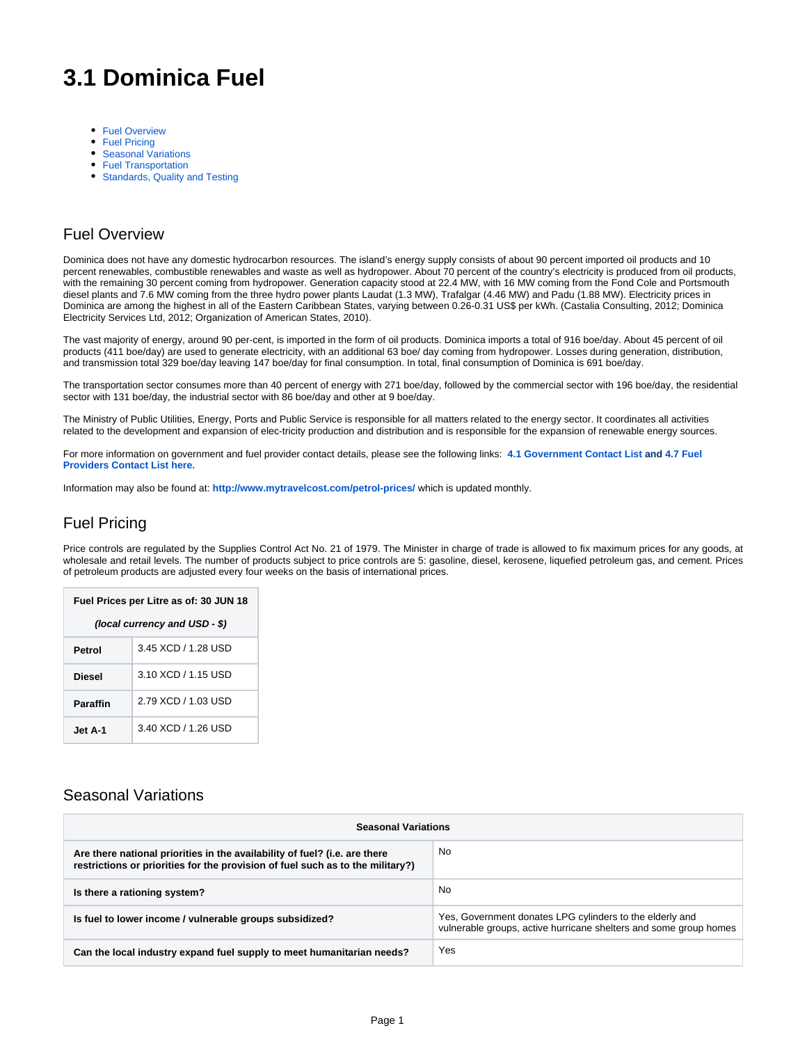# 3.1 Dominica Fuel

- Fuel Overview
- Fuel Pricing
- Seasonal Variations
- Fuel Transportation
- Standards, Quality and Testing

## Fuel Overview

Dominica does not have any domestic hydrocarbon resources. The island's energy supply consists of about 90 percent imported oil products and 10 percent renewables, combustible renewables and waste as well as hydropower. About 70 percent of the country's electricity is produced from oil products, with the remaining 30 percent coming from hydropower. Generation capacity stood at 22.4 MW, with 16 MW coming from the Fond Cole and Portsmouth diesel plants and 7.6 MW coming from the three hydro power plants Laudat (1.3 MW), Trafalgar (4.46 MW) and Padu (1.88 MW). Electricity prices in Dominica are among the highest in all of the Eastern Caribbean States, varying between 0.26-0.31 US$ per kWh. (Castalia Consulting, 2012; Dominica Electricity Services Ltd, 2012; Organization of American States, 2010).

The vast majority of energy, around 90 per-cent, is imported in the form of oil products. Dominica imports a total of 916 boe/day. About 45 percent of oil products (411 boe/day) are used to generate electricity, with an additional 63 boe/ day coming from hydropower. Losses during generation, distribution, and transmission total 329 boe/day leaving 147 boe/day for final consumption. In total, final consumption of Dominica is 691 boe/day.

The transportation sector consumes more than 40 percent of energy with 271 boe/day, followed by the commercial sector with 196 boe/day, the residential sector with 131 boe/day, the industrial sector with 86 boe/day and other at 9 boe/day.

The Ministry of Public Utilities, Energy, Ports and Public Service is responsible for all matters related to the energy sector. It coordinates all activities related to the development and expansion of elec-tricity production and distribution and is responsible for the expansion of renewable energy sources.

For more information on government and fuel provider contact details, please see the following links: **4.1 Government Contact List and 4.7 Fuel Providers Contact List here.**

Information may also be found at: **http://www.mytravelcost.com/petrol-prices/** which is updated monthly.

## Fuel Pricing

Price controls are regulated by the Supplies Control Act No. 21 of 1979. The Minister in charge of trade is allowed to fix maximum prices for any goods, at wholesale and retail levels. The number of products subject to price controls are 5: gasoline, diesel, kerosene, liquefied petroleum gas, and cement. Prices of petroleum products are adjusted every four weeks on the basis of international prices.

| Fuel Prices per Litre as of: 30 JUN 18 *(local currency and USD - $)* | |
|---|---|
| **Petrol** | 3.45 XCD / 1.28 USD |
| **Diesel** | 3.10 XCD / 1.15 USD |
| **Paraffin** | 2.79 XCD / 1.03 USD |
| **Jet A-1** | 3.40 XCD / 1.26 USD |

## Seasonal Variations

| Seasonal Variations | |
|---|---|
| **Are there national priorities in the availability of fuel? (i.e. are there restrictions or priorities for the provision of fuel such as to the military?)** | No |
| **Is there a rationing system?** | No |
| **Is fuel to lower income / vulnerable groups subsidized?** | Yes, Government donates LPG cylinders to the elderly and vulnerable groups, active hurricane shelters and some group homes |
| **Can the local industry expand fuel supply to meet humanitarian needs?** | Yes |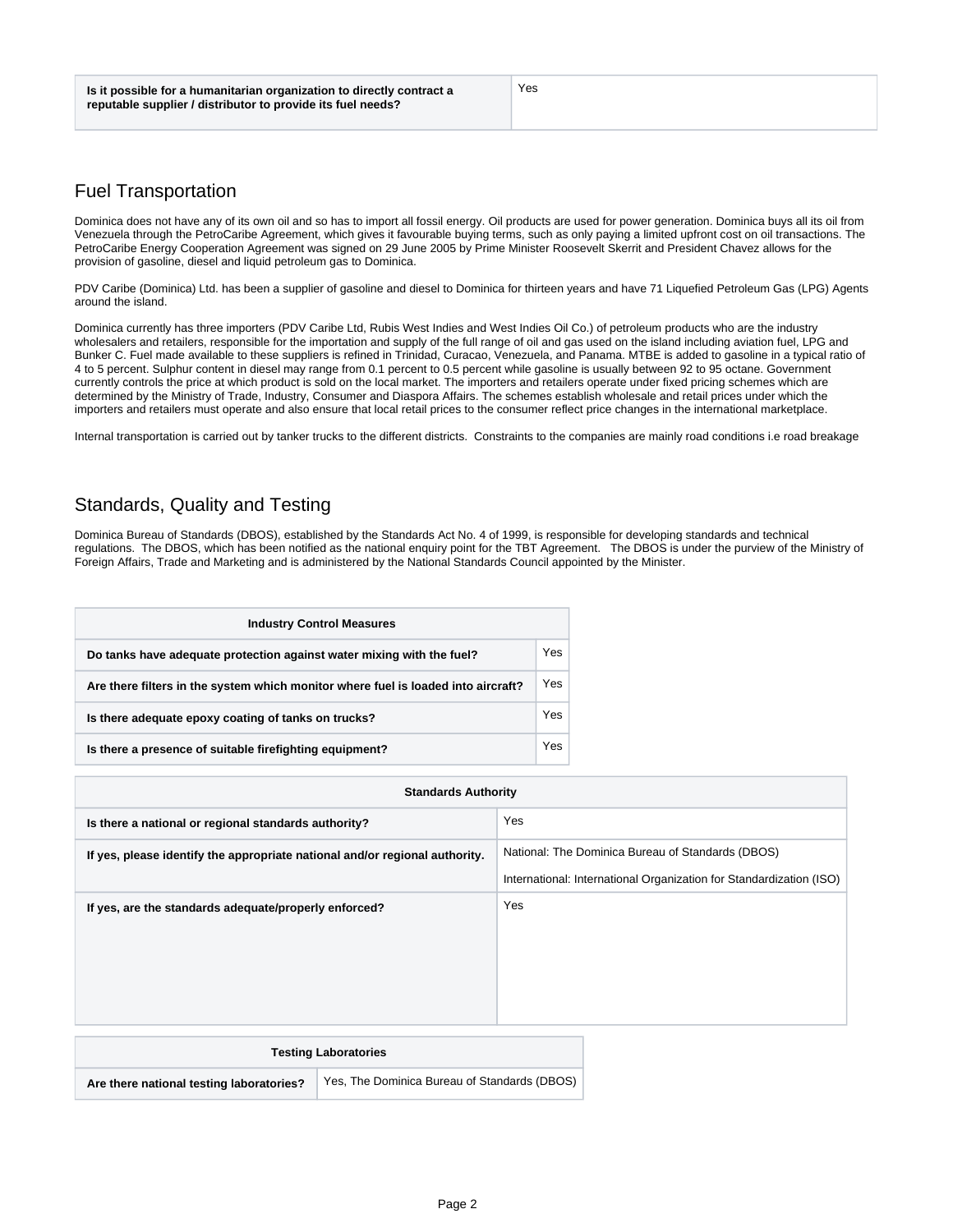| Is it possible for a humanitarian organization to directly contract a reputable supplier / distributor to provide its fuel needs? | Yes |
|---|---|

## Fuel Transportation

Dominica does not have any of its own oil and so has to import all fossil energy. Oil products are used for power generation. Dominica buys all its oil from Venezuela through the PetroCaribe Agreement, which gives it favourable buying terms, such as only paying a limited upfront cost on oil transactions. The PetroCaribe Energy Cooperation Agreement was signed on 29 June 2005 by Prime Minister Roosevelt Skerrit and President Chavez allows for the provision of gasoline, diesel and liquid petroleum gas to Dominica.

PDV Caribe (Dominica) Ltd. has been a supplier of gasoline and diesel to Dominica for thirteen years and have 71 Liquefied Petroleum Gas (LPG) Agents around the island.

Dominica currently has three importers (PDV Caribe Ltd, Rubis West Indies and West Indies Oil Co.) of petroleum products who are the industry wholesalers and retailers, responsible for the importation and supply of the full range of oil and gas used on the island including aviation fuel, LPG and Bunker C. Fuel made available to these suppliers is refined in Trinidad, Curacao, Venezuela, and Panama. MTBE is added to gasoline in a typical ratio of 4 to 5 percent. Sulphur content in diesel may range from 0.1 percent to 0.5 percent while gasoline is usually between 92 to 95 octane. Government currently controls the price at which product is sold on the local market. The importers and retailers operate under fixed pricing schemes which are determined by the Ministry of Trade, Industry, Consumer and Diaspora Affairs. The schemes establish wholesale and retail prices under which the importers and retailers must operate and also ensure that local retail prices to the consumer reflect price changes in the international marketplace.

Internal transportation is carried out by tanker trucks to the different districts. Constraints to the companies are mainly road conditions i.e road breakage

## Standards, Quality and Testing

Dominica Bureau of Standards (DBOS), established by the Standards Act No. 4 of 1999, is responsible for developing standards and technical regulations. The DBOS, which has been notified as the national enquiry point for the TBT Agreement. The DBOS is under the purview of the Ministry of Foreign Affairs, Trade and Marketing and is administered by the National Standards Council appointed by the Minister.

| Industry Control Measures | |
|---|---|
| Do tanks have adequate protection against water mixing with the fuel? | Yes |
| Are there filters in the system which monitor where fuel is loaded into aircraft? | Yes |
| Is there adequate epoxy coating of tanks on trucks? | Yes |
| Is there a presence of suitable firefighting equipment? | Yes |

| Standards Authority | |
|---|---|
| Is there a national or regional standards authority? | Yes |
| If yes, please identify the appropriate national and/or regional authority. | National: The Dominica Bureau of Standards (DBOS)<br>International: International Organization for Standardization (ISO) |
| If yes, are the standards adequate/properly enforced? | Yes |

| Testing Laboratories | |
|---|---|
| Are there national testing laboratories? | Yes, The Dominica Bureau of Standards (DBOS) |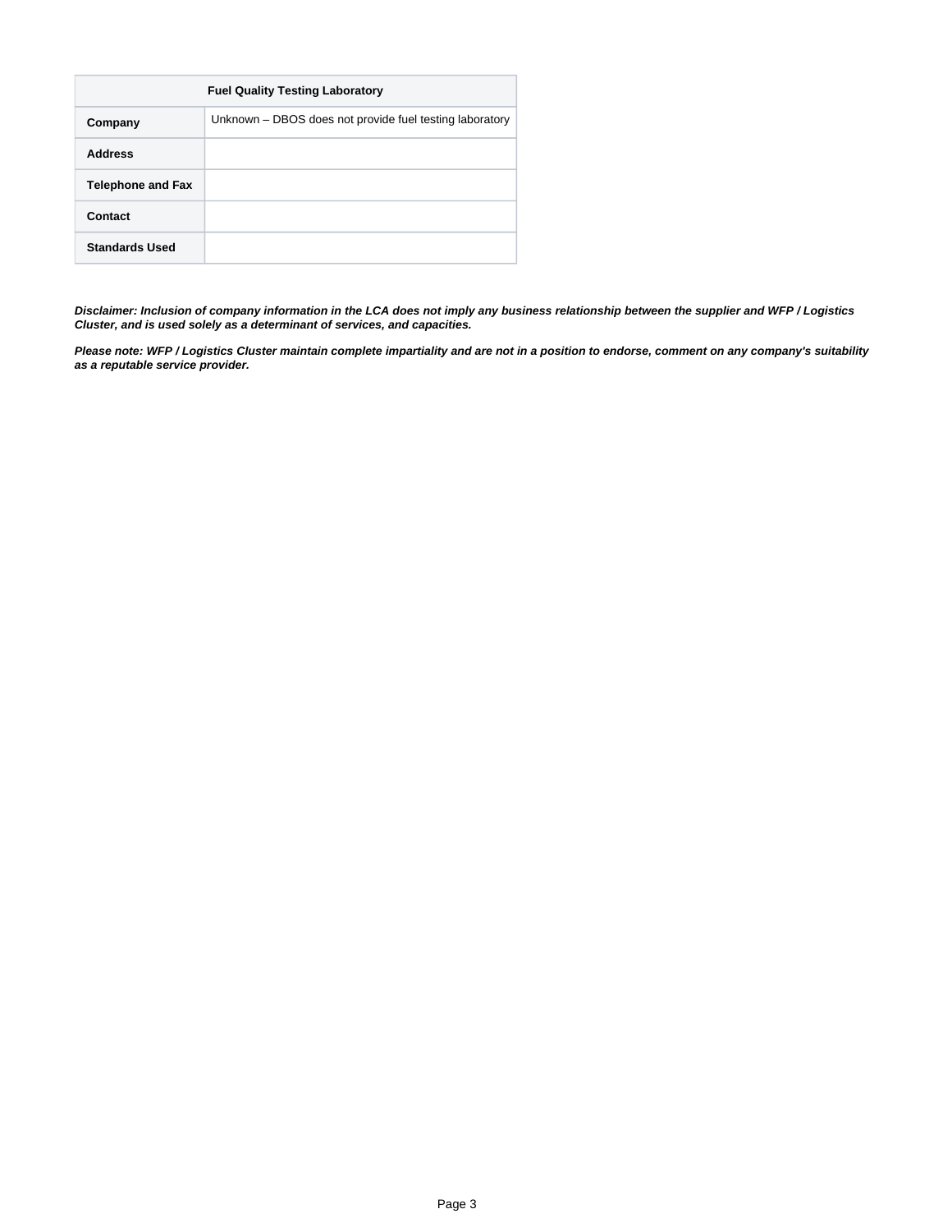| Fuel Quality Testing Laboratory | |
|---|---|
| **Company** | Unknown – DBOS does not provide fuel testing laboratory |
| **Address** | |
| **Telephone and Fax** | |
| **Contact** | |
| **Standards Used** | |

***Disclaimer: Inclusion of company information in the LCA does not imply any business relationship between the supplier and WFP / Logistics Cluster, and is used solely as a determinant of services, and capacities.***

***Please note: WFP / Logistics Cluster maintain complete impartiality and are not in a position to endorse, comment on any company's suitability as a reputable service provider.***